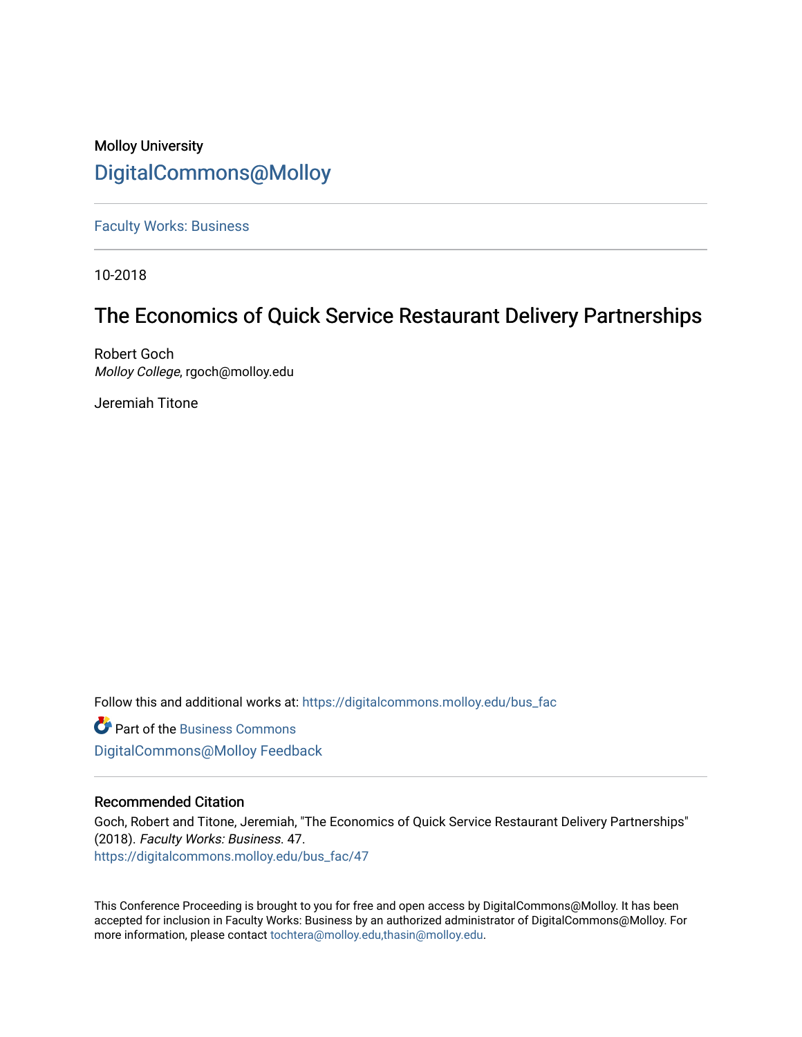Molloy University

DigitalCommons@Molloy

Faculty Works: Business

10-2018

# The Economics of Quick Service Restaurant Delivery Partnerships

Robert Goch
*Molloy College*, rgoch@molloy.edu

Jeremiah Titone

Follow this and additional works at: https://digitalcommons.molloy.edu/bus_fac

Part of the Business Commons

DigitalCommons@Molloy Feedback

## Recommended Citation

Goch, Robert and Titone, Jeremiah, "The Economics of Quick Service Restaurant Delivery Partnerships" (2018). *Faculty Works: Business.* 47.
https://digitalcommons.molloy.edu/bus_fac/47

This Conference Proceeding is brought to you for free and open access by DigitalCommons@Molloy. It has been accepted for inclusion in Faculty Works: Business by an authorized administrator of DigitalCommons@Molloy. For more information, please contact tochtera@molloy.edu,thasin@molloy.edu.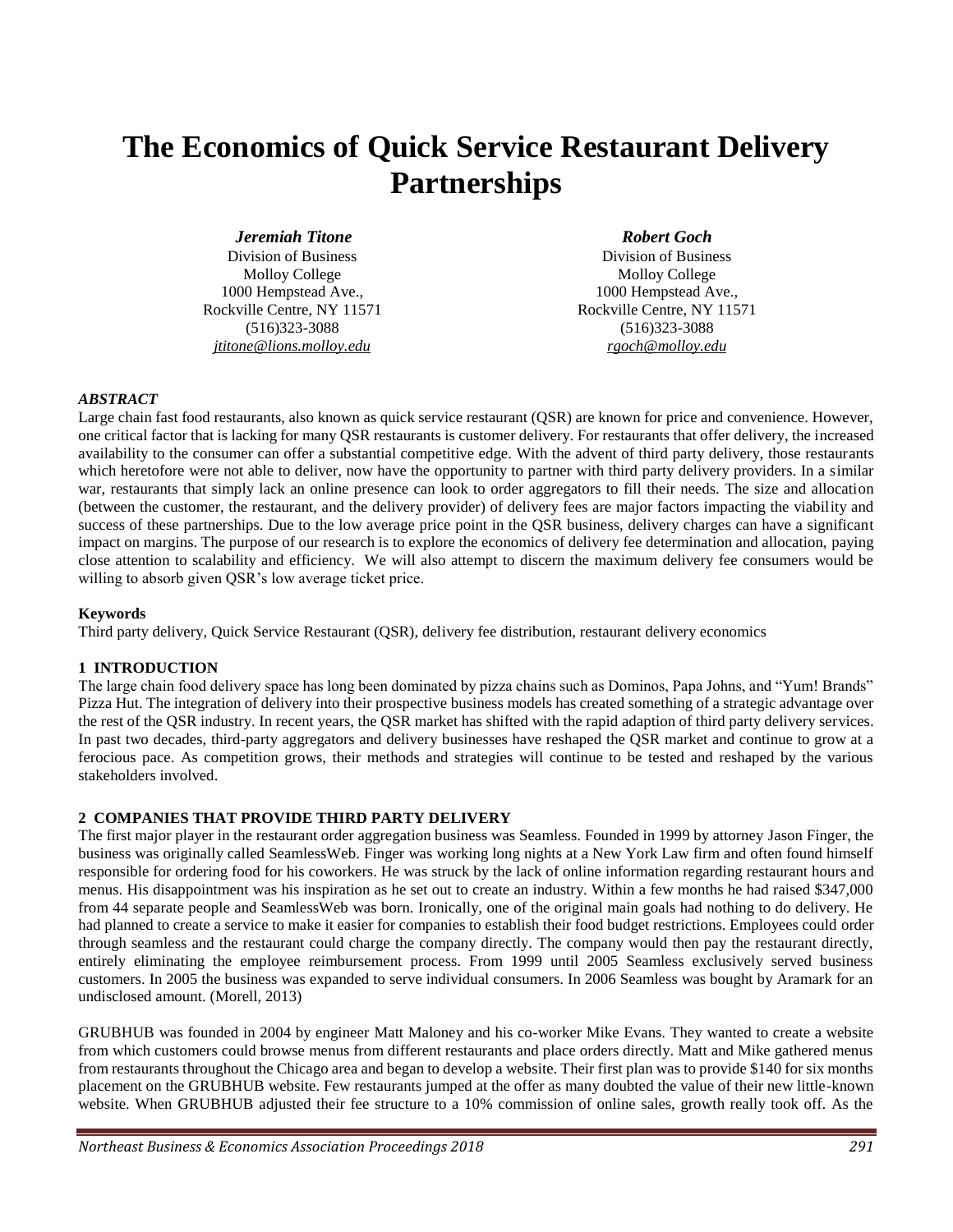# The Economics of Quick Service Restaurant Delivery Partnerships

***Jeremiah Titone***
Division of Business
Molloy College
1000 Hempstead Ave.,
Rockville Centre, NY 11571
(516)323-3088
*jtitone@lions.molloy.edu*

***Robert Goch***
Division of Business
Molloy College
1000 Hempstead Ave.,
Rockville Centre, NY 11571
(516)323-3088
*rgoch@molloy.edu*

### *ABSTRACT*

Large chain fast food restaurants, also known as quick service restaurant (QSR) are known for price and convenience. However, one critical factor that is lacking for many QSR restaurants is customer delivery. For restaurants that offer delivery, the increased availability to the consumer can offer a substantial competitive edge. With the advent of third party delivery, those restaurants which heretofore were not able to deliver, now have the opportunity to partner with third party delivery providers. In a similar war, restaurants that simply lack an online presence can look to order aggregators to fill their needs. The size and allocation (between the customer, the restaurant, and the delivery provider) of delivery fees are major factors impacting the viability and success of these partnerships. Due to the low average price point in the QSR business, delivery charges can have a significant impact on margins. The purpose of our research is to explore the economics of delivery fee determination and allocation, paying close attention to scalability and efficiency. We will also attempt to discern the maximum delivery fee consumers would be willing to absorb given QSR's low average ticket price.

**Keywords**

Third party delivery, Quick Service Restaurant (QSR), delivery fee distribution, restaurant delivery economics

## 1 INTRODUCTION

The large chain food delivery space has long been dominated by pizza chains such as Dominos, Papa Johns, and "Yum! Brands" Pizza Hut. The integration of delivery into their prospective business models has created something of a strategic advantage over the rest of the QSR industry. In recent years, the QSR market has shifted with the rapid adaption of third party delivery services. In past two decades, third-party aggregators and delivery businesses have reshaped the QSR market and continue to grow at a ferocious pace. As competition grows, their methods and strategies will continue to be tested and reshaped by the various stakeholders involved.

## 2 COMPANIES THAT PROVIDE THIRD PARTY DELIVERY

The first major player in the restaurant order aggregation business was Seamless. Founded in 1999 by attorney Jason Finger, the business was originally called SeamlessWeb. Finger was working long nights at a New York Law firm and often found himself responsible for ordering food for his coworkers. He was struck by the lack of online information regarding restaurant hours and menus. His disappointment was his inspiration as he set out to create an industry. Within a few months he had raised $347,000 from 44 separate people and SeamlessWeb was born. Ironically, one of the original main goals had nothing to do delivery. He had planned to create a service to make it easier for companies to establish their food budget restrictions. Employees could order through seamless and the restaurant could charge the company directly. The company would then pay the restaurant directly, entirely eliminating the employee reimbursement process. From 1999 until 2005 Seamless exclusively served business customers. In 2005 the business was expanded to serve individual consumers. In 2006 Seamless was bought by Aramark for an undisclosed amount. (Morell, 2013)

GRUBHUB was founded in 2004 by engineer Matt Maloney and his co-worker Mike Evans. They wanted to create a website from which customers could browse menus from different restaurants and place orders directly. Matt and Mike gathered menus from restaurants throughout the Chicago area and began to develop a website. Their first plan was to provide $140 for six months placement on the GRUBHUB website. Few restaurants jumped at the offer as many doubted the value of their new little-known website. When GRUBHUB adjusted their fee structure to a 10% commission of online sales, growth really took off. As the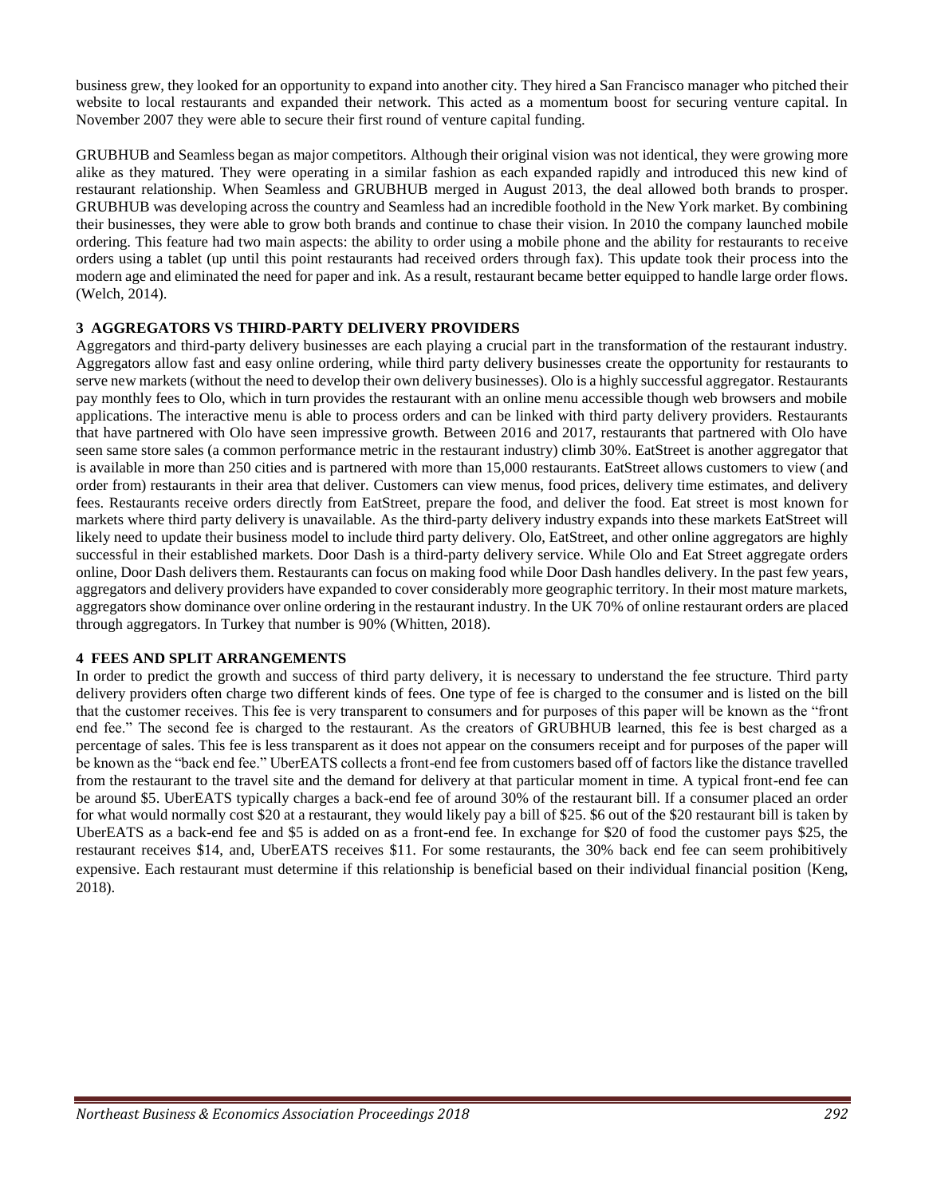business grew, they looked for an opportunity to expand into another city. They hired a San Francisco manager who pitched their website to local restaurants and expanded their network. This acted as a momentum boost for securing venture capital. In November 2007 they were able to secure their first round of venture capital funding.

GRUBHUB and Seamless began as major competitors. Although their original vision was not identical, they were growing more alike as they matured. They were operating in a similar fashion as each expanded rapidly and introduced this new kind of restaurant relationship. When Seamless and GRUBHUB merged in August 2013, the deal allowed both brands to prosper. GRUBHUB was developing across the country and Seamless had an incredible foothold in the New York market. By combining their businesses, they were able to grow both brands and continue to chase their vision. In 2010 the company launched mobile ordering. This feature had two main aspects: the ability to order using a mobile phone and the ability for restaurants to receive orders using a tablet (up until this point restaurants had received orders through fax). This update took their process into the modern age and eliminated the need for paper and ink. As a result, restaurant became better equipped to handle large order flows. (Welch, 2014).

## 3 AGGREGATORS VS THIRD-PARTY DELIVERY PROVIDERS

Aggregators and third-party delivery businesses are each playing a crucial part in the transformation of the restaurant industry. Aggregators allow fast and easy online ordering, while third party delivery businesses create the opportunity for restaurants to serve new markets (without the need to develop their own delivery businesses). Olo is a highly successful aggregator. Restaurants pay monthly fees to Olo, which in turn provides the restaurant with an online menu accessible though web browsers and mobile applications. The interactive menu is able to process orders and can be linked with third party delivery providers. Restaurants that have partnered with Olo have seen impressive growth. Between 2016 and 2017, restaurants that partnered with Olo have seen same store sales (a common performance metric in the restaurant industry) climb 30%. EatStreet is another aggregator that is available in more than 250 cities and is partnered with more than 15,000 restaurants. EatStreet allows customers to view (and order from) restaurants in their area that deliver. Customers can view menus, food prices, delivery time estimates, and delivery fees. Restaurants receive orders directly from EatStreet, prepare the food, and deliver the food. Eat street is most known for markets where third party delivery is unavailable. As the third-party delivery industry expands into these markets EatStreet will likely need to update their business model to include third party delivery. Olo, EatStreet, and other online aggregators are highly successful in their established markets. Door Dash is a third-party delivery service. While Olo and Eat Street aggregate orders online, Door Dash delivers them. Restaurants can focus on making food while Door Dash handles delivery. In the past few years, aggregators and delivery providers have expanded to cover considerably more geographic territory. In their most mature markets, aggregators show dominance over online ordering in the restaurant industry. In the UK 70% of online restaurant orders are placed through aggregators. In Turkey that number is 90% (Whitten, 2018).

## 4 FEES AND SPLIT ARRANGEMENTS

In order to predict the growth and success of third party delivery, it is necessary to understand the fee structure. Third party delivery providers often charge two different kinds of fees. One type of fee is charged to the consumer and is listed on the bill that the customer receives. This fee is very transparent to consumers and for purposes of this paper will be known as the "front end fee." The second fee is charged to the restaurant. As the creators of GRUBHUB learned, this fee is best charged as a percentage of sales. This fee is less transparent as it does not appear on the consumers receipt and for purposes of the paper will be known as the "back end fee." UberEATS collects a front-end fee from customers based off of factors like the distance travelled from the restaurant to the travel site and the demand for delivery at that particular moment in time. A typical front-end fee can be around $5. UberEATS typically charges a back-end fee of around 30% of the restaurant bill. If a consumer placed an order for what would normally cost $20 at a restaurant, they would likely pay a bill of $25. $6 out of the $20 restaurant bill is taken by UberEATS as a back-end fee and $5 is added on as a front-end fee. In exchange for $20 of food the customer pays $25, the restaurant receives $14, and, UberEATS receives $11. For some restaurants, the 30% back end fee can seem prohibitively expensive. Each restaurant must determine if this relationship is beneficial based on their individual financial position (Keng, 2018).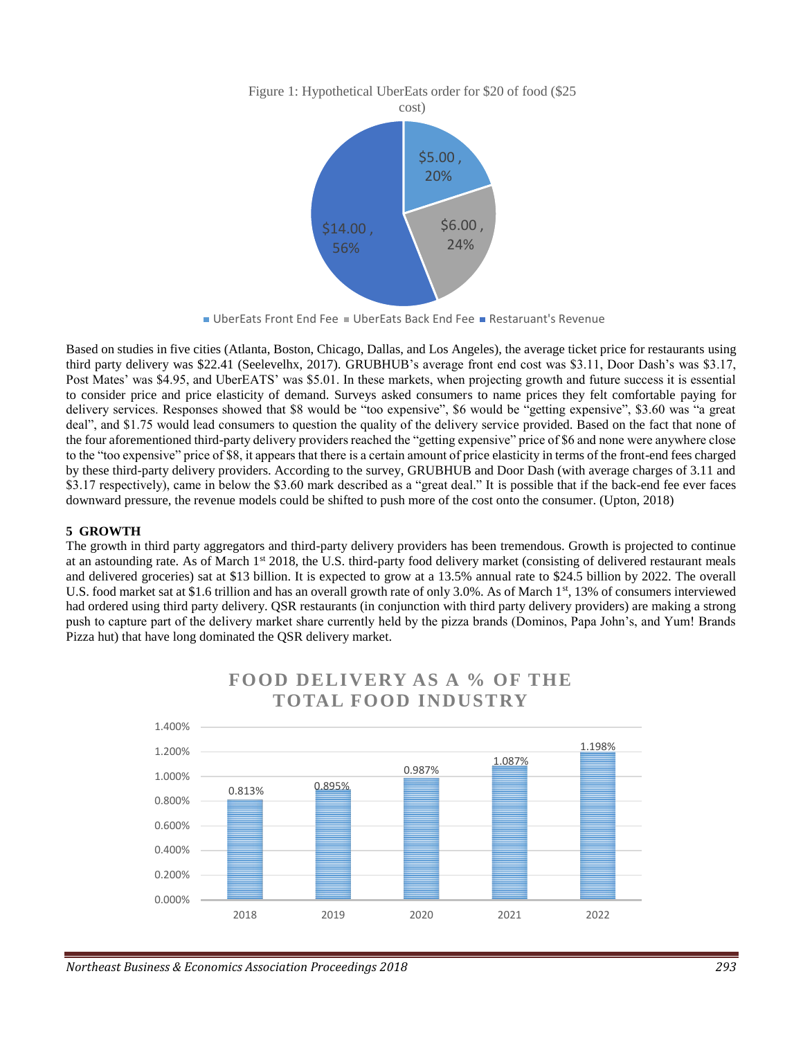Figure 1: Hypothetical UberEats order for $20 of food ($25 cost)

| Category | Amount | Share |
|---|---|---|
| UberEats Front End Fee | $5.00 | 20% |
| UberEats Back End Fee | $6.00 | 24% |
| Restaruant's Revenue | $14.00 | 56% |

Based on studies in five cities (Atlanta, Boston, Chicago, Dallas, and Los Angeles), the average ticket price for restaurants using third party delivery was $22.41 (Seelevelhx, 2017). GRUBHUB's average front end cost was $3.11, Door Dash's was $3.17, Post Mates' was $4.95, and UberEATS' was $5.01. In these markets, when projecting growth and future success it is essential to consider price and price elasticity of demand. Surveys asked consumers to name prices they felt comfortable paying for delivery services. Responses showed that $8 would be "too expensive", $6 would be "getting expensive", $3.60 was "a great deal", and $1.75 would lead consumers to question the quality of the delivery service provided. Based on the fact that none of the four aforementioned third-party delivery providers reached the "getting expensive" price of $6 and none were anywhere close to the "too expensive" price of $8, it appears that there is a certain amount of price elasticity in terms of the front-end fees charged by these third-party delivery providers. According to the survey, GRUBHUB and Door Dash (with average charges of 3.11 and $3.17 respectively), came in below the $3.60 mark described as a "great deal." It is possible that if the back-end fee ever faces downward pressure, the revenue models could be shifted to push more of the cost onto the consumer. (Upton, 2018)

## 5 GROWTH

The growth in third party aggregators and third-party delivery providers has been tremendous. Growth is projected to continue at an astounding rate. As of March 1st 2018, the U.S. third-party food delivery market (consisting of delivered restaurant meals and delivered groceries) sat at $13 billion. It is expected to grow at a 13.5% annual rate to $24.5 billion by 2022. The overall U.S. food market sat at $1.6 trillion and has an overall growth rate of only 3.0%. As of March 1st, 13% of consumers interviewed had ordered using third party delivery. QSR restaurants (in conjunction with third party delivery providers) are making a strong push to capture part of the delivery market share currently held by the pizza brands (Dominos, Papa John's, and Yum! Brands Pizza hut) that have long dominated the QSR delivery market.

FOOD DELIVERY AS A % OF THE TOTAL FOOD INDUSTRY

| Year | Food delivery as % of total food industry |
|---|---|
| 2018 | 0.813% |
| 2019 | 0.895% |
| 2020 | 0.987% |
| 2021 | 1.087% |
| 2022 | 1.198% |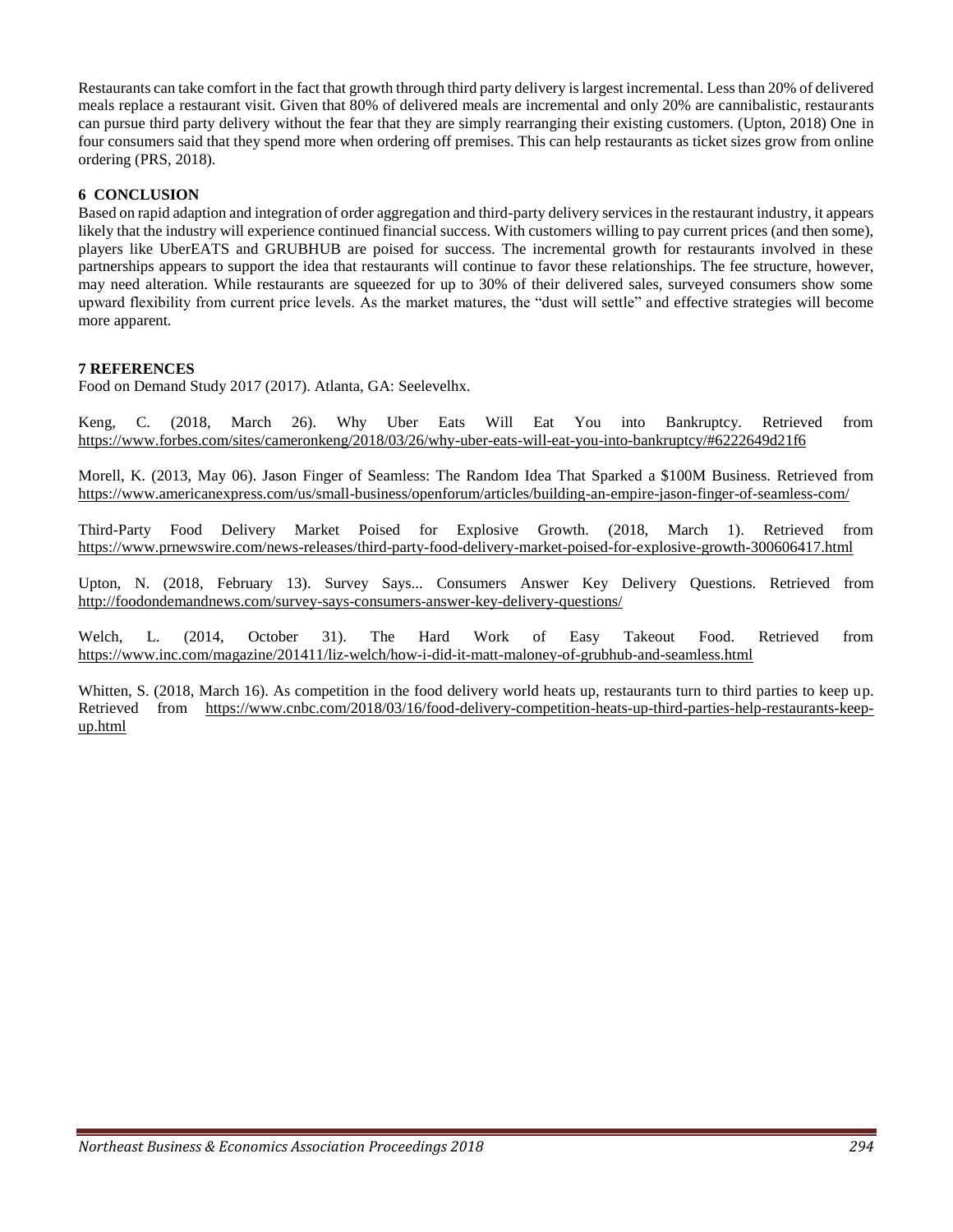Restaurants can take comfort in the fact that growth through third party delivery is largest incremental. Less than 20% of delivered meals replace a restaurant visit. Given that 80% of delivered meals are incremental and only 20% are cannibalistic, restaurants can pursue third party delivery without the fear that they are simply rearranging their existing customers. (Upton, 2018) One in four consumers said that they spend more when ordering off premises. This can help restaurants as ticket sizes grow from online ordering (PRS, 2018).

## 6 CONCLUSION

Based on rapid adaption and integration of order aggregation and third-party delivery services in the restaurant industry, it appears likely that the industry will experience continued financial success. With customers willing to pay current prices (and then some), players like UberEATS and GRUBHUB are poised for success. The incremental growth for restaurants involved in these partnerships appears to support the idea that restaurants will continue to favor these relationships. The fee structure, however, may need alteration. While restaurants are squeezed for up to 30% of their delivered sales, surveyed consumers show some upward flexibility from current price levels. As the market matures, the "dust will settle" and effective strategies will become more apparent.

## 7 REFERENCES

Food on Demand Study 2017 (2017). Atlanta, GA: Seelevelhx.

Keng, C. (2018, March 26). Why Uber Eats Will Eat You into Bankruptcy. Retrieved from https://www.forbes.com/sites/cameronkeng/2018/03/26/why-uber-eats-will-eat-you-into-bankruptcy/#6222649d21f6

Morell, K. (2013, May 06). Jason Finger of Seamless: The Random Idea That Sparked a $100M Business. Retrieved from https://www.americanexpress.com/us/small-business/openforum/articles/building-an-empire-jason-finger-of-seamless-com/

Third-Party Food Delivery Market Poised for Explosive Growth. (2018, March 1). Retrieved from https://www.prnewswire.com/news-releases/third-party-food-delivery-market-poised-for-explosive-growth-300606417.html

Upton, N. (2018, February 13). Survey Says... Consumers Answer Key Delivery Questions. Retrieved from http://foodondemandnews.com/survey-says-consumers-answer-key-delivery-questions/

Welch, L. (2014, October 31). The Hard Work of Easy Takeout Food. Retrieved from https://www.inc.com/magazine/201411/liz-welch/how-i-did-it-matt-maloney-of-grubhub-and-seamless.html

Whitten, S. (2018, March 16). As competition in the food delivery world heats up, restaurants turn to third parties to keep up. Retrieved from https://www.cnbc.com/2018/03/16/food-delivery-competition-heats-up-third-parties-help-restaurants-keep-up.html